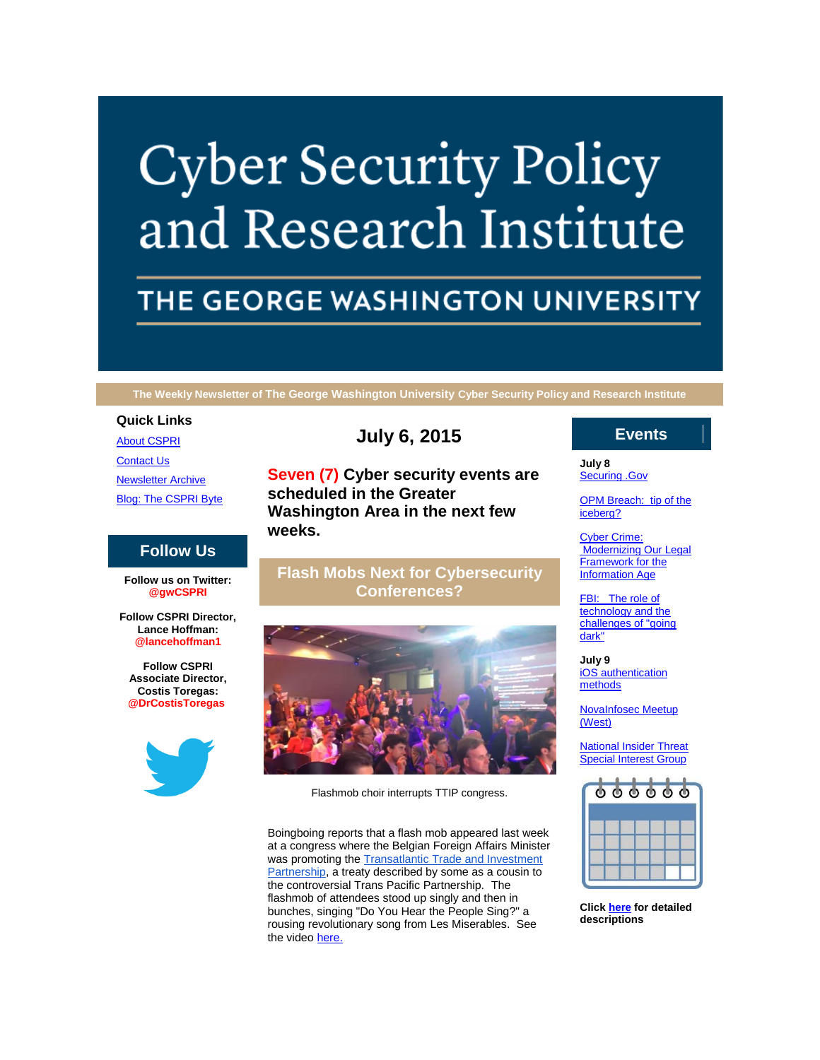# Cyber Security Policy and Research Institute

## THE GEORGE WASHINGTON UNIVERSITY

The Weekly Newsletter of The George Washington University Cyber Security Policy and Research Institute

## July 6, 2015

**Seven (7) Cyber security events are scheduled in the Greater Washington Area in the next few weeks.**

## Flash Mobs Next for Cybersecurity Conferences?

Flashmob choir interrupts TTIP congress.

Boingboing reports that a flash mob appeared last week at a congress where the Belgian Foreign Affairs Minister was promoting the Transatlantic Trade and Investment Partnership, a treaty described by some as a cousin to the controversial Trans Pacific Partnership. The flashmob of attendees stood up singly and then in bunches, singing "Do You Hear the People Sing?" a rousing revolutionary song from Les Miserables. See the video here.

### Quick Links

- About CSPRI
- Contact Us
- Newsletter Archive
- Blog: The CSPRI Byte

### Follow Us

**Follow us on Twitter:**
**@gwCSPRI**

**Follow CSPRI Director, Lance Hoffman:**
**@lancehoffman1**

**Follow CSPRI Associate Director, Costis Toregas:**
**@DrCostisToregas**

### Events

**July 8**

- Securing .Gov
- OPM Breach: tip of the iceberg?
- Cyber Crime: Modernizing Our Legal Framework for the Information Age
- FBI: The role of technology and the challenges of "going dark"

**July 9**

- iOS authentication methods
- NovaInfosec Meetup (West)
- National Insider Threat Special Interest Group

**Click here for detailed descriptions**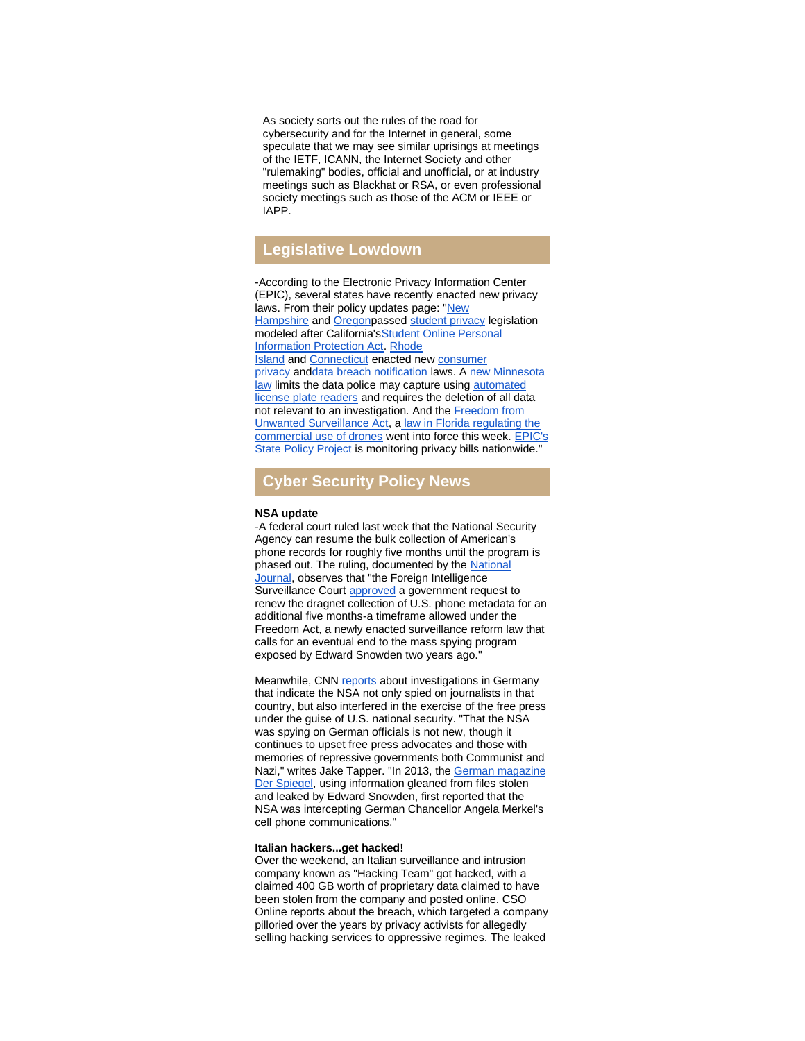As society sorts out the rules of the road for cybersecurity and for the Internet in general, some speculate that we may see similar uprisings at meetings of the IETF, ICANN, the Internet Society and other "rulemaking" bodies, official and unofficial, or at industry meetings such as Blackhat or RSA, or even professional society meetings such as those of the ACM or IEEE or IAPP.

## Legislative Lowdown

-According to the Electronic Privacy Information Center (EPIC), several states have recently enacted new privacy laws. From their policy updates page: "New Hampshire and Oregonpassed student privacy legislation modeled after California'sStudent Online Personal Information Protection Act. Rhode Island and Connecticut enacted new consumer privacy anddata breach notification laws. A new Minnesota law limits the data police may capture using automated license plate readers and requires the deletion of all data not relevant to an investigation. And the Freedom from Unwanted Surveillance Act, a law in Florida regulating the commercial use of drones went into force this week. EPIC's State Policy Project is monitoring privacy bills nationwide."

## Cyber Security Policy News

**NSA update**

-A federal court ruled last week that the National Security Agency can resume the bulk collection of American's phone records for roughly five months until the program is phased out. The ruling, documented by the National Journal, observes that "the Foreign Intelligence Surveillance Court approved a government request to renew the dragnet collection of U.S. phone metadata for an additional five months-a timeframe allowed under the Freedom Act, a newly enacted surveillance reform law that calls for an eventual end to the mass spying program exposed by Edward Snowden two years ago."

Meanwhile, CNN reports about investigations in Germany that indicate the NSA not only spied on journalists in that country, but also interfered in the exercise of the free press under the guise of U.S. national security. "That the NSA was spying on German officials is not new, though it continues to upset free press advocates and those with memories of repressive governments both Communist and Nazi," writes Jake Tapper. "In 2013, the German magazine Der Spiegel, using information gleaned from files stolen and leaked by Edward Snowden, first reported that the NSA was intercepting German Chancellor Angela Merkel's cell phone communications."

**Italian hackers...get hacked!**

Over the weekend, an Italian surveillance and intrusion company known as "Hacking Team" got hacked, with a claimed 400 GB worth of proprietary data claimed to have been stolen from the company and posted online. CSO Online reports about the breach, which targeted a company pilloried over the years by privacy activists for allegedly selling hacking services to oppressive regimes. The leaked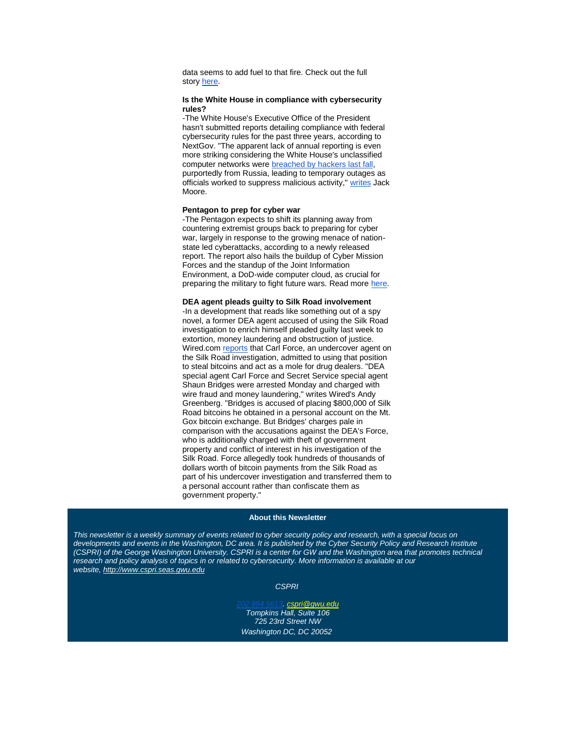data seems to add fuel to that fire. Check out the full story here.

**Is the White House in compliance with cybersecurity rules?**

-The White House's Executive Office of the President hasn't submitted reports detailing compliance with federal cybersecurity rules for the past three years, according to NextGov. "The apparent lack of annual reporting is even more striking considering the White House's unclassified computer networks were breached by hackers last fall, purportedly from Russia, leading to temporary outages as officials worked to suppress malicious activity," writes Jack Moore.

**Pentagon to prep for cyber war**

-The Pentagon expects to shift its planning away from countering extremist groups back to preparing for cyber war, largely in response to the growing menace of nation-state led cyberattacks, according to a newly released report. The report also hails the buildup of Cyber Mission Forces and the standup of the Joint Information Environment, a DoD-wide computer cloud, as crucial for preparing the military to fight future wars. Read more here.

**DEA agent pleads guilty to Silk Road involvement**

-In a development that reads like something out of a spy novel, a former DEA agent accused of using the Silk Road investigation to enrich himself pleaded guilty last week to extortion, money laundering and obstruction of justice. Wired.com reports that Carl Force, an undercover agent on the Silk Road investigation, admitted to using that position to steal bitcoins and act as a mole for drug dealers. "DEA special agent Carl Force and Secret Service special agent Shaun Bridges were arrested Monday and charged with wire fraud and money laundering," writes Wired's Andy Greenberg. "Bridges is accused of placing $800,000 of Silk Road bitcoins he obtained in a personal account on the Mt. Gox bitcoin exchange. But Bridges' charges pale in comparison with the accusations against the DEA's Force, who is additionally charged with theft of government property and conflict of interest in his investigation of the Silk Road. Force allegedly took hundreds of thousands of dollars worth of bitcoin payments from the Silk Road as part of his undercover investigation and transferred them to a personal account rather than confiscate them as government property."

**About this Newsletter**

*This newsletter is a weekly summary of events related to cyber security policy and research, with a special focus on developments and events in the Washington, DC area. It is published by the Cyber Security Policy and Research Institute (CSPRI) of the George Washington University. CSPRI is a center for GW and the Washington area that promotes technical research and policy analysis of topics in or related to cybersecurity. More information is available at our website, http://www.cspri.seas.gwu.edu*

*CSPRI*

*202 994 5613, cspri@gwu.edu*
*Tompkins Hall, Suite 106*
*725 23rd Street NW*
*Washington DC, DC 20052*